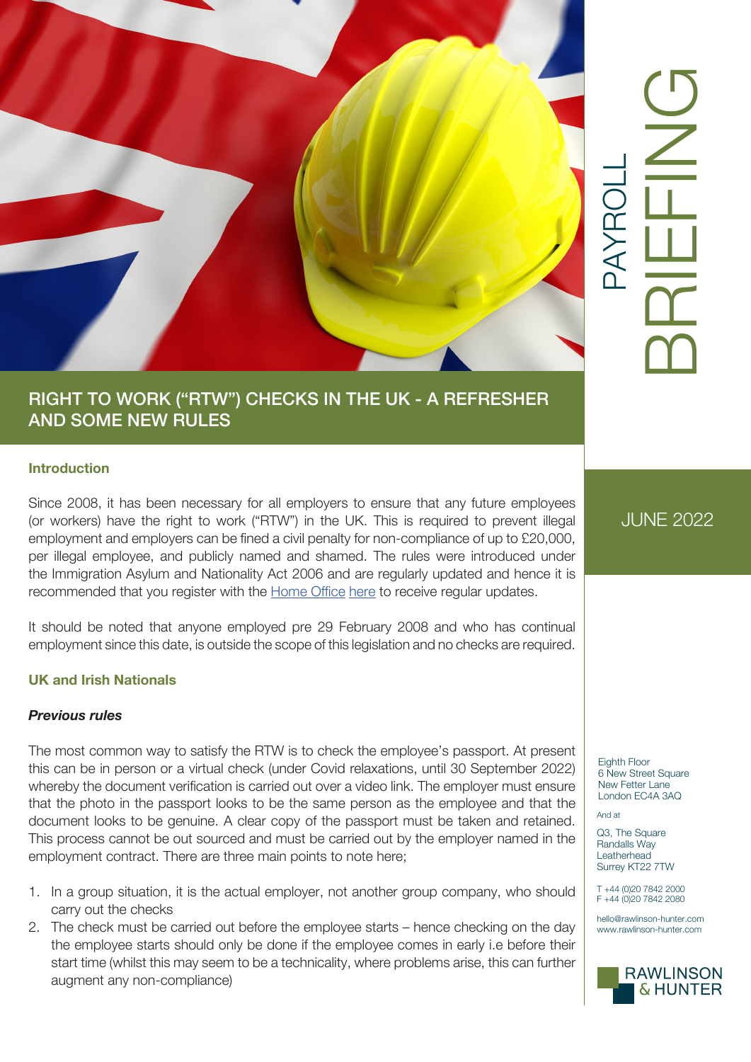PAYROLL BRIEFING

JUNE 2022

# RIGHT TO WORK ("RTW") CHECKS IN THE UK - A REFRESHER AND SOME NEW RULES

## Introduction

Since 2008, it has been necessary for all employers to ensure that any future employees (or workers) have the right to work ("RTW") in the UK. This is required to prevent illegal employment and employers can be fined a civil penalty for non-compliance of up to £20,000, per illegal employee, and publicly named and shamed. The rules were introduced under the Immigration Asylum and Nationality Act 2006 and are regularly updated and hence it is recommended that you register with the Home Office here to receive regular updates.

It should be noted that anyone employed pre 29 February 2008 and who has continual employment since this date, is outside the scope of this legislation and no checks are required.

## UK and Irish Nationals

### *Previous rules*

The most common way to satisfy the RTW is to check the employee's passport. At present this can be in person or a virtual check (under Covid relaxations, until 30 September 2022) whereby the document verification is carried out over a video link. The employer must ensure that the photo in the passport looks to be the same person as the employee and that the document looks to be genuine. A clear copy of the passport must be taken and retained. This process cannot be out sourced and must be carried out by the employer named in the employment contract. There are three main points to note here;

1. In a group situation, it is the actual employer, not another group company, who should carry out the checks
2. The check must be carried out before the employee starts – hence checking on the day the employee starts should only be done if the employee comes in early i.e before their start time (whilst this may seem to be a technicality, where problems arise, this can further augment any non-compliance)

Eighth Floor
6 New Street Square
New Fetter Lane
London EC4A 3AQ

And at

Q3, The Square
Randalls Way
Leatherhead
Surrey KT22 7TW

T +44 (0)20 7842 2000
F +44 (0)20 7842 2080

hello@rawlinson-hunter.com
www.rawlinson-hunter.com

RAWLINSON & HUNTER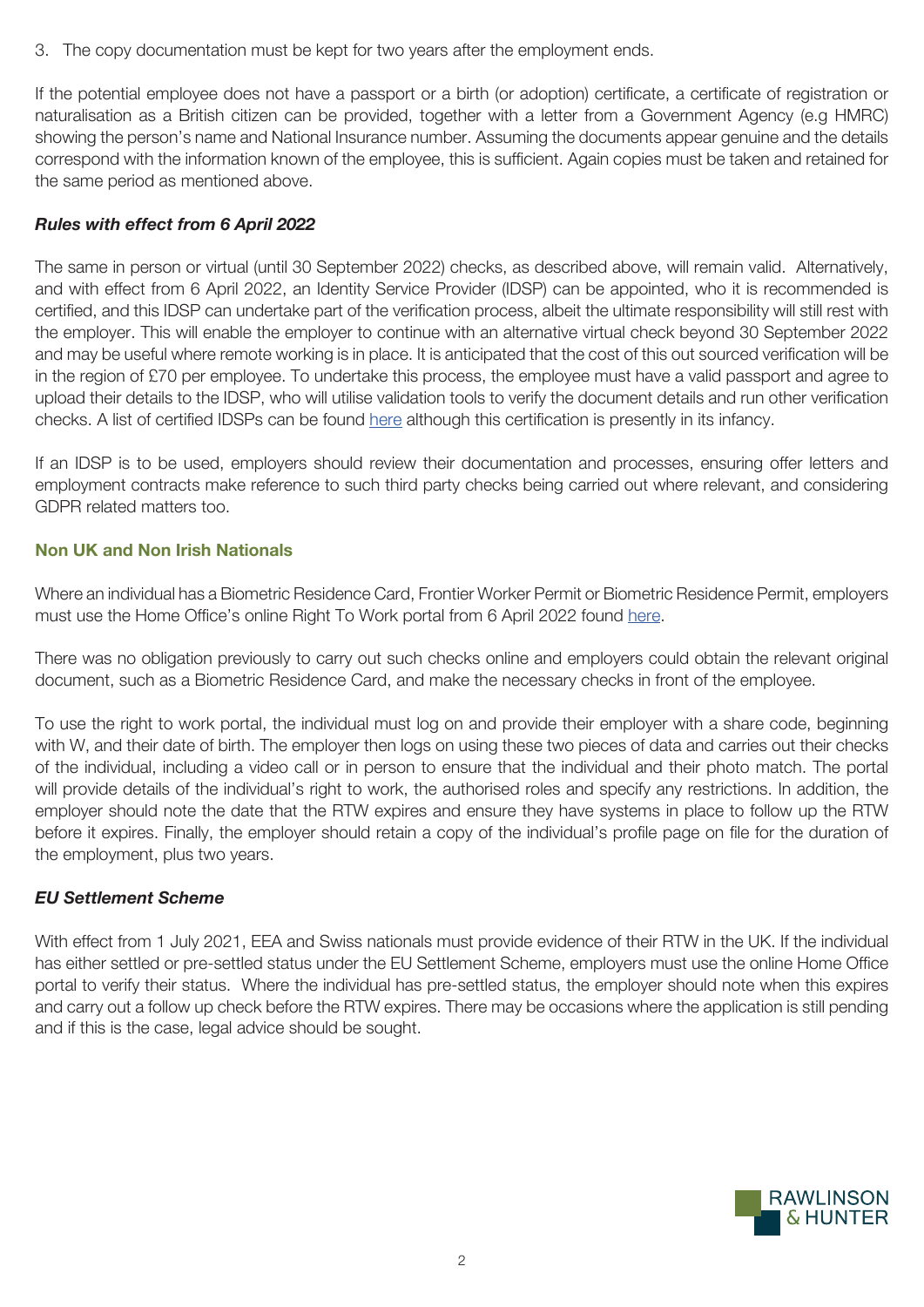3. The copy documentation must be kept for two years after the employment ends.

If the potential employee does not have a passport or a birth (or adoption) certificate, a certificate of registration or naturalisation as a British citizen can be provided, together with a letter from a Government Agency (e.g HMRC) showing the person's name and National Insurance number. Assuming the documents appear genuine and the details correspond with the information known of the employee, this is sufficient. Again copies must be taken and retained for the same period as mentioned above.

### *Rules with effect from 6 April 2022*

The same in person or virtual (until 30 September 2022) checks, as described above, will remain valid. Alternatively, and with effect from 6 April 2022, an Identity Service Provider (IDSP) can be appointed, who it is recommended is certified, and this IDSP can undertake part of the verification process, albeit the ultimate responsibility will still rest with the employer. This will enable the employer to continue with an alternative virtual check beyond 30 September 2022 and may be useful where remote working is in place. It is anticipated that the cost of this out sourced verification will be in the region of £70 per employee. To undertake this process, the employee must have a valid passport and agree to upload their details to the IDSP, who will utilise validation tools to verify the document details and run other verification checks. A list of certified IDSPs can be found here although this certification is presently in its infancy.

If an IDSP is to be used, employers should review their documentation and processes, ensuring offer letters and employment contracts make reference to such third party checks being carried out where relevant, and considering GDPR related matters too.

## Non UK and Non Irish Nationals

Where an individual has a Biometric Residence Card, Frontier Worker Permit or Biometric Residence Permit, employers must use the Home Office's online Right To Work portal from 6 April 2022 found here.

There was no obligation previously to carry out such checks online and employers could obtain the relevant original document, such as a Biometric Residence Card, and make the necessary checks in front of the employee.

To use the right to work portal, the individual must log on and provide their employer with a share code, beginning with W, and their date of birth. The employer then logs on using these two pieces of data and carries out their checks of the individual, including a video call or in person to ensure that the individual and their photo match. The portal will provide details of the individual's right to work, the authorised roles and specify any restrictions. In addition, the employer should note the date that the RTW expires and ensure they have systems in place to follow up the RTW before it expires. Finally, the employer should retain a copy of the individual's profile page on file for the duration of the employment, plus two years.

### *EU Settlement Scheme*

With effect from 1 July 2021, EEA and Swiss nationals must provide evidence of their RTW in the UK. If the individual has either settled or pre-settled status under the EU Settlement Scheme, employers must use the online Home Office portal to verify their status. Where the individual has pre-settled status, the employer should note when this expires and carry out a follow up check before the RTW expires. There may be occasions where the application is still pending and if this is the case, legal advice should be sought.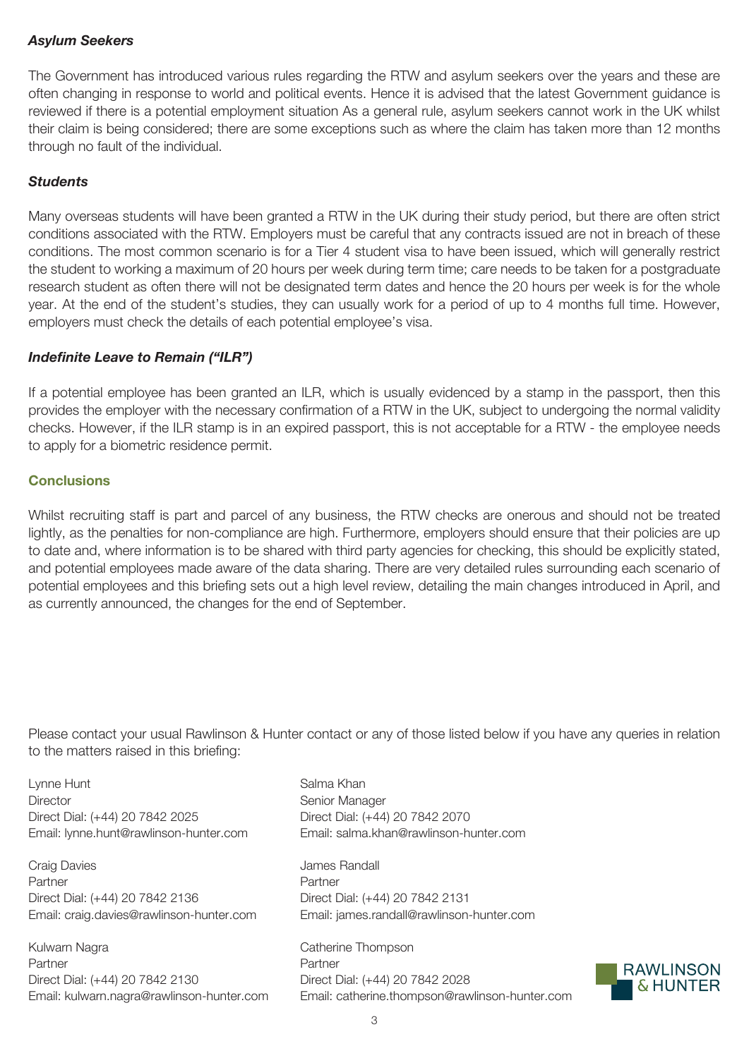### *Asylum Seekers*

The Government has introduced various rules regarding the RTW and asylum seekers over the years and these are often changing in response to world and political events. Hence it is advised that the latest Government guidance is reviewed if there is a potential employment situation As a general rule, asylum seekers cannot work in the UK whilst their claim is being considered; there are some exceptions such as where the claim has taken more than 12 months through no fault of the individual.

### *Students*

Many overseas students will have been granted a RTW in the UK during their study period, but there are often strict conditions associated with the RTW. Employers must be careful that any contracts issued are not in breach of these conditions. The most common scenario is for a Tier 4 student visa to have been issued, which will generally restrict the student to working a maximum of 20 hours per week during term time; care needs to be taken for a postgraduate research student as often there will not be designated term dates and hence the 20 hours per week is for the whole year. At the end of the student's studies, they can usually work for a period of up to 4 months full time. However, employers must check the details of each potential employee's visa.

### *Indefinite Leave to Remain ("ILR")*

If a potential employee has been granted an ILR, which is usually evidenced by a stamp in the passport, then this provides the employer with the necessary confirmation of a RTW in the UK, subject to undergoing the normal validity checks. However, if the ILR stamp is in an expired passport, this is not acceptable for a RTW - the employee needs to apply for a biometric residence permit.

## Conclusions

Whilst recruiting staff is part and parcel of any business, the RTW checks are onerous and should not be treated lightly, as the penalties for non-compliance are high. Furthermore, employers should ensure that their policies are up to date and, where information is to be shared with third party agencies for checking, this should be explicitly stated, and potential employees made aware of the data sharing. There are very detailed rules surrounding each scenario of potential employees and this briefing sets out a high level review, detailing the main changes introduced in April, and as currently announced, the changes for the end of September.

Please contact your usual Rawlinson & Hunter contact or any of those listed below if you have any queries in relation to the matters raised in this briefing:

Lynne Hunt
Director
Direct Dial: (+44) 20 7842 2025
Email: lynne.hunt@rawlinson-hunter.com

Salma Khan
Senior Manager
Direct Dial: (+44) 20 7842 2070
Email: salma.khan@rawlinson-hunter.com

Craig Davies
Partner
Direct Dial: (+44) 20 7842 2136
Email: craig.davies@rawlinson-hunter.com

James Randall
Partner
Direct Dial: (+44) 20 7842 2131
Email: james.randall@rawlinson-hunter.com

Kulwarn Nagra
Partner
Direct Dial: (+44) 20 7842 2130
Email: kulwarn.nagra@rawlinson-hunter.com

Catherine Thompson
Partner
Direct Dial: (+44) 20 7842 2028
Email: catherine.thompson@rawlinson-hunter.com

RAWLINSON & HUNTER